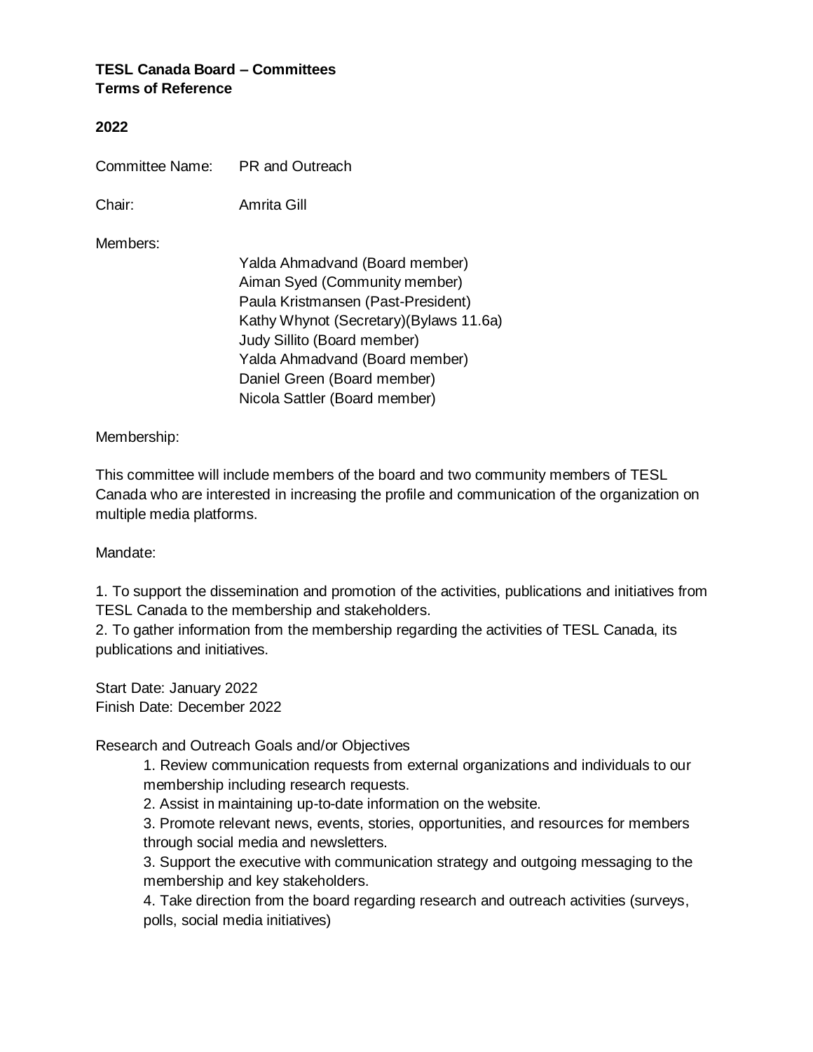**TESL Canada Board – Committees**
**Terms of Reference**

**2022**

Committee Name: PR and Outreach

Chair: Amrita Gill

Members:

Yalda Ahmadvand (Board member)
Aiman Syed (Community member)
Paula Kristmansen (Past-President)
Kathy Whynot (Secretary)(Bylaws 11.6a)
Judy Sillito (Board member)
Yalda Ahmadvand (Board member)
Daniel Green (Board member)
Nicola Sattler (Board member)

Membership:

This committee will include members of the board and two community members of TESL Canada who are interested in increasing the profile and communication of the organization on multiple media platforms.

Mandate:

1. To support the dissemination and promotion of the activities, publications and initiatives from TESL Canada to the membership and stakeholders.
2. To gather information from the membership regarding the activities of TESL Canada, its publications and initiatives.

Start Date: January 2022
Finish Date: December 2022

Research and Outreach Goals and/or Objectives

1. Review communication requests from external organizations and individuals to our membership including research requests.
2. Assist in maintaining up-to-date information on the website.
3. Promote relevant news, events, stories, opportunities, and resources for members through social media and newsletters.
3. Support the executive with communication strategy and outgoing messaging to the membership and key stakeholders.
4. Take direction from the board regarding research and outreach activities (surveys, polls, social media initiatives)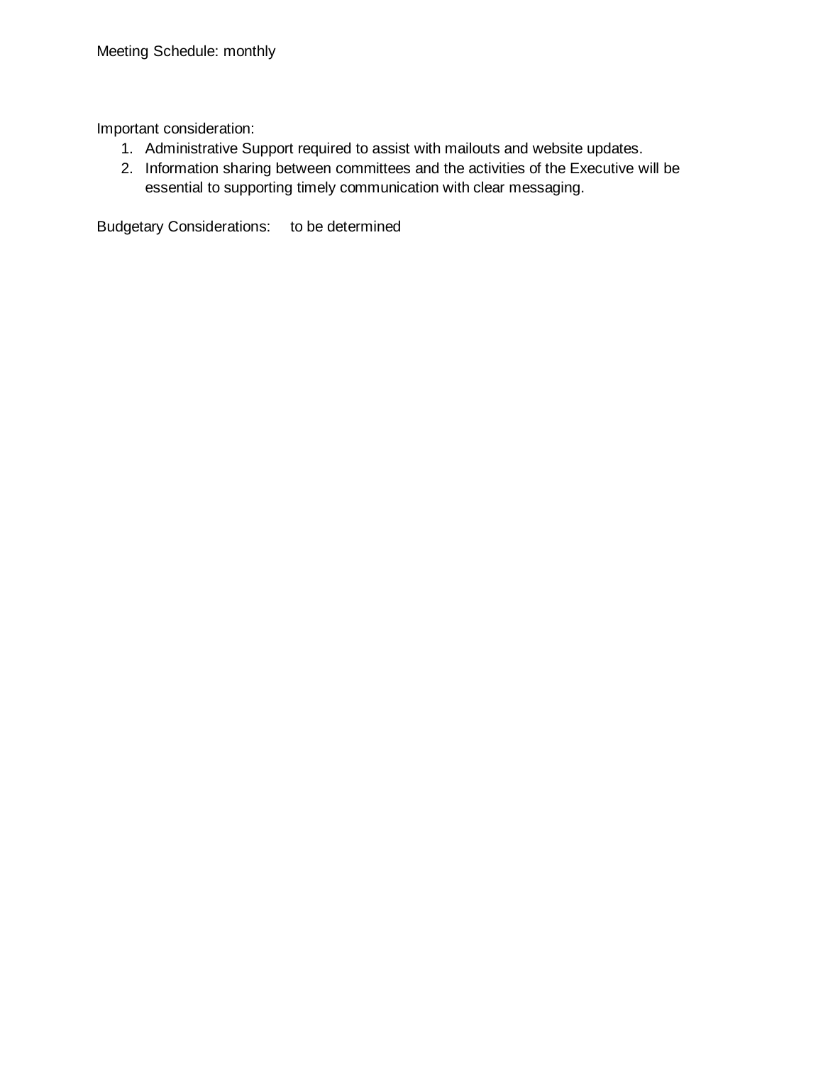Meeting Schedule: monthly

Important consideration:

1. Administrative Support required to assist with mailouts and website updates.
2. Information sharing between committees and the activities of the Executive will be essential to supporting timely communication with clear messaging.

Budgetary Considerations: to be determined